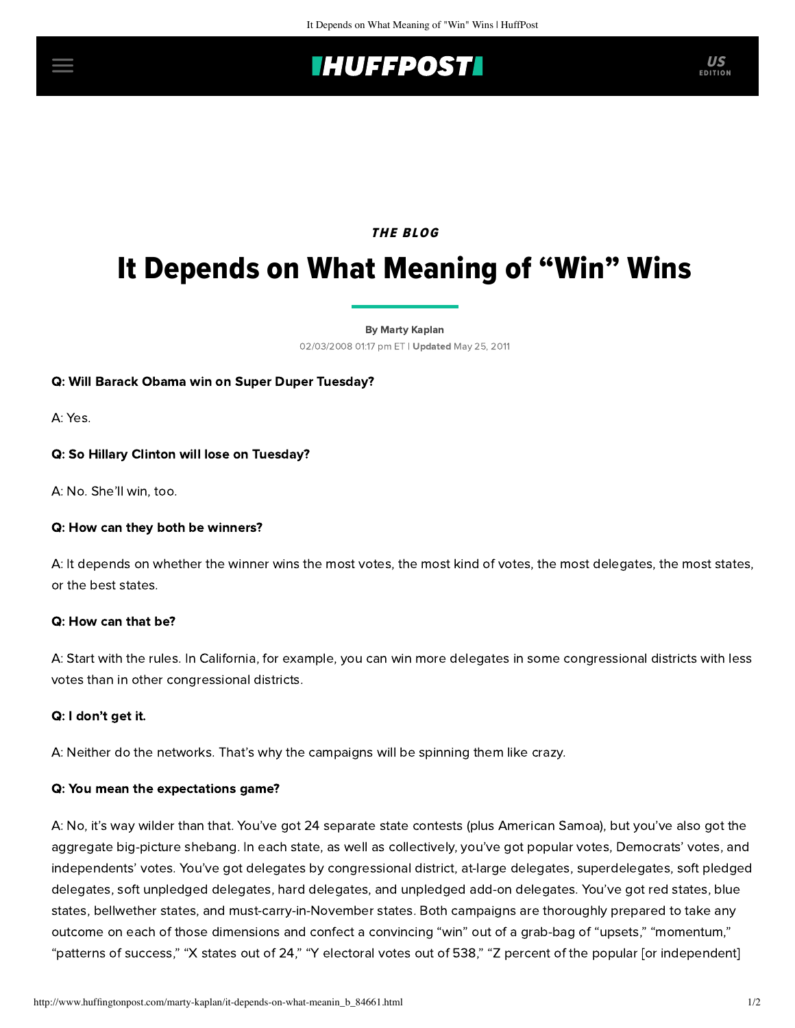*THE BLOG*

# It Depends on What Meaning of "Win" Wins

By Marty Kaplan

02/03/2008 01:17 pm ET | **Updated** May 25, 2011

**Q: Will Barack Obama win on Super Duper Tuesday?**

A: Yes.

**Q: So Hillary Clinton will lose on Tuesday?**

A: No. She'll win, too.

**Q: How can they both be winners?**

A: It depends on whether the winner wins the most votes, the most kind of votes, the most delegates, the most states, or the best states.

**Q: How can that be?**

A: Start with the rules. In California, for example, you can win more delegates in some congressional districts with less votes than in other congressional districts.

**Q: I don't get it.**

A: Neither do the networks. That's why the campaigns will be spinning them like crazy.

**Q: You mean the expectations game?**

A: No, it's way wilder than that. You've got 24 separate state contests (plus American Samoa), but you've also got the aggregate big-picture shebang. In each state, as well as collectively, you've got popular votes, Democrats' votes, and independents' votes. You've got delegates by congressional district, at-large delegates, superdelegates, soft pledged delegates, soft unpledged delegates, hard delegates, and unpledged add-on delegates. You've got red states, blue states, bellwether states, and must-carry-in-November states. Both campaigns are thoroughly prepared to take any outcome on each of those dimensions and confect a convincing "win" out of a grab-bag of "upsets," "momentum," "patterns of success," "X states out of 24," "Y electoral votes out of 538," "Z percent of the popular [or independent]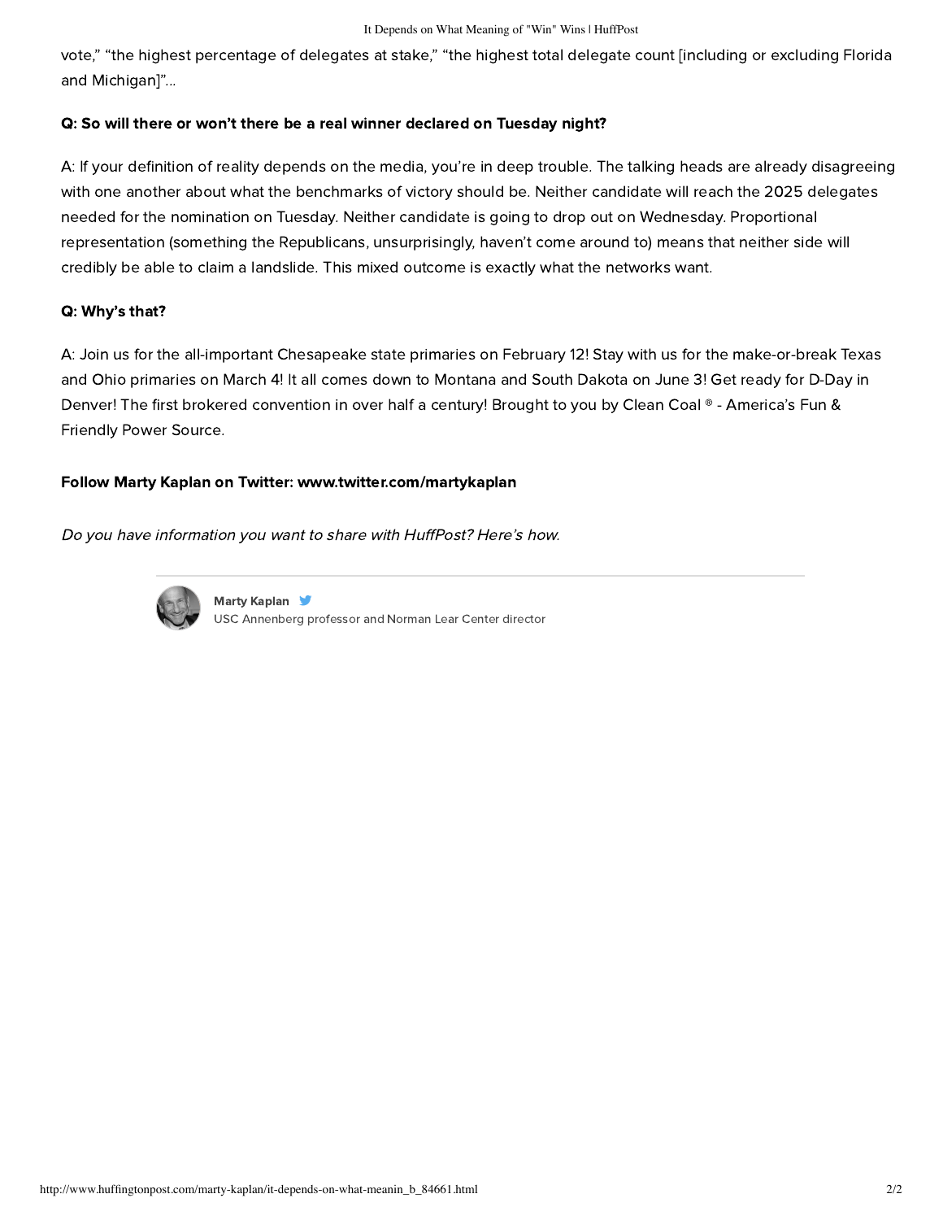vote," "the highest percentage of delegates at stake," "the highest total delegate count [including or excluding Florida and Michigan]"...

**Q: So will there or won't there be a real winner declared on Tuesday night?**

A: If your definition of reality depends on the media, you're in deep trouble. The talking heads are already disagreeing with one another about what the benchmarks of victory should be. Neither candidate will reach the 2025 delegates needed for the nomination on Tuesday. Neither candidate is going to drop out on Wednesday. Proportional representation (something the Republicans, unsurprisingly, haven't come around to) means that neither side will credibly be able to claim a landslide. This mixed outcome is exactly what the networks want.

**Q: Why's that?**

A: Join us for the all-important Chesapeake state primaries on February 12! Stay with us for the make-or-break Texas and Ohio primaries on March 4! It all comes down to Montana and South Dakota on June 3! Get ready for D-Day in Denver! The first brokered convention in over half a century! Brought to you by Clean Coal ® - America's Fun & Friendly Power Source.

**Follow Marty Kaplan on Twitter: www.twitter.com/martykaplan**

*Do you have information you want to share with HuffPost? Here's how.*

**Marty Kaplan**
USC Annenberg professor and Norman Lear Center director